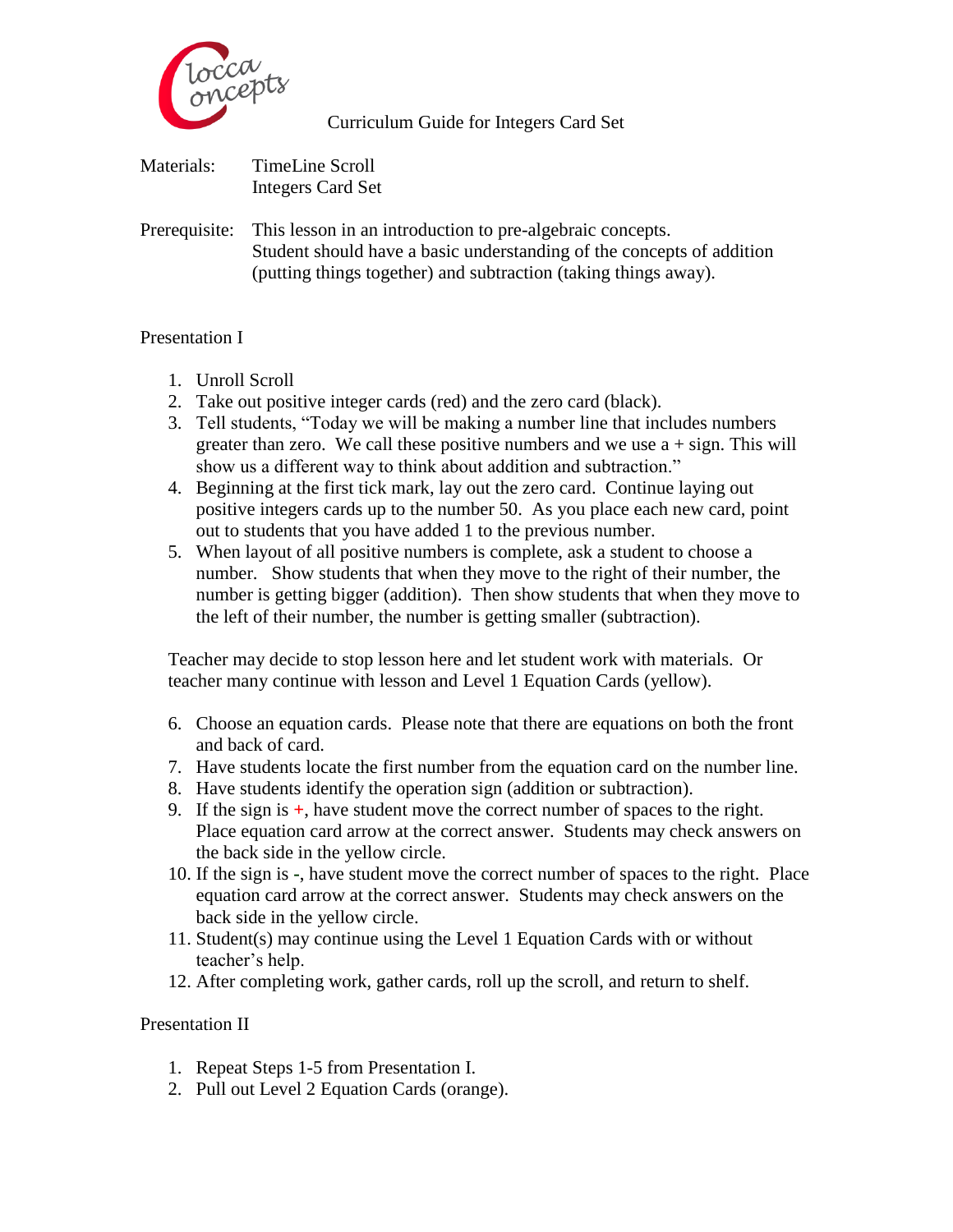Clocca Concepts

# Curriculum Guide for Integers Card Set

Materials: TimeLine Scroll
Integers Card Set

Prerequisite: This lesson in an introduction to pre-algebraic concepts.
Student should have a basic understanding of the concepts of addition (putting things together) and subtraction (taking things away).

## Presentation I

1. Unroll Scroll
2. Take out positive integer cards (red) and the zero card (black).
3. Tell students, "Today we will be making a number line that includes numbers greater than zero. We call these positive numbers and we use a + sign. This will show us a different way to think about addition and subtraction."
4. Beginning at the first tick mark, lay out the zero card. Continue laying out positive integers cards up to the number 50. As you place each new card, point out to students that you have added 1 to the previous number.
5. When layout of all positive numbers is complete, ask a student to choose a number. Show students that when they move to the right of their number, the number is getting bigger (addition). Then show students that when they move to the left of their number, the number is getting smaller (subtraction).

Teacher may decide to stop lesson here and let student work with materials. Or teacher many continue with lesson and Level 1 Equation Cards (yellow).

6. Choose an equation cards. Please note that there are equations on both the front and back of card.
7. Have students locate the first number from the equation card on the number line.
8. Have students identify the operation sign (addition or subtraction).
9. If the sign is +, have student move the correct number of spaces to the right. Place equation card arrow at the correct answer. Students may check answers on the back side in the yellow circle.
10. If the sign is -, have student move the correct number of spaces to the right. Place equation card arrow at the correct answer. Students may check answers on the back side in the yellow circle.
11. Student(s) may continue using the Level 1 Equation Cards with or without teacher's help.
12. After completing work, gather cards, roll up the scroll, and return to shelf.

## Presentation II

1. Repeat Steps 1-5 from Presentation I.
2. Pull out Level 2 Equation Cards (orange).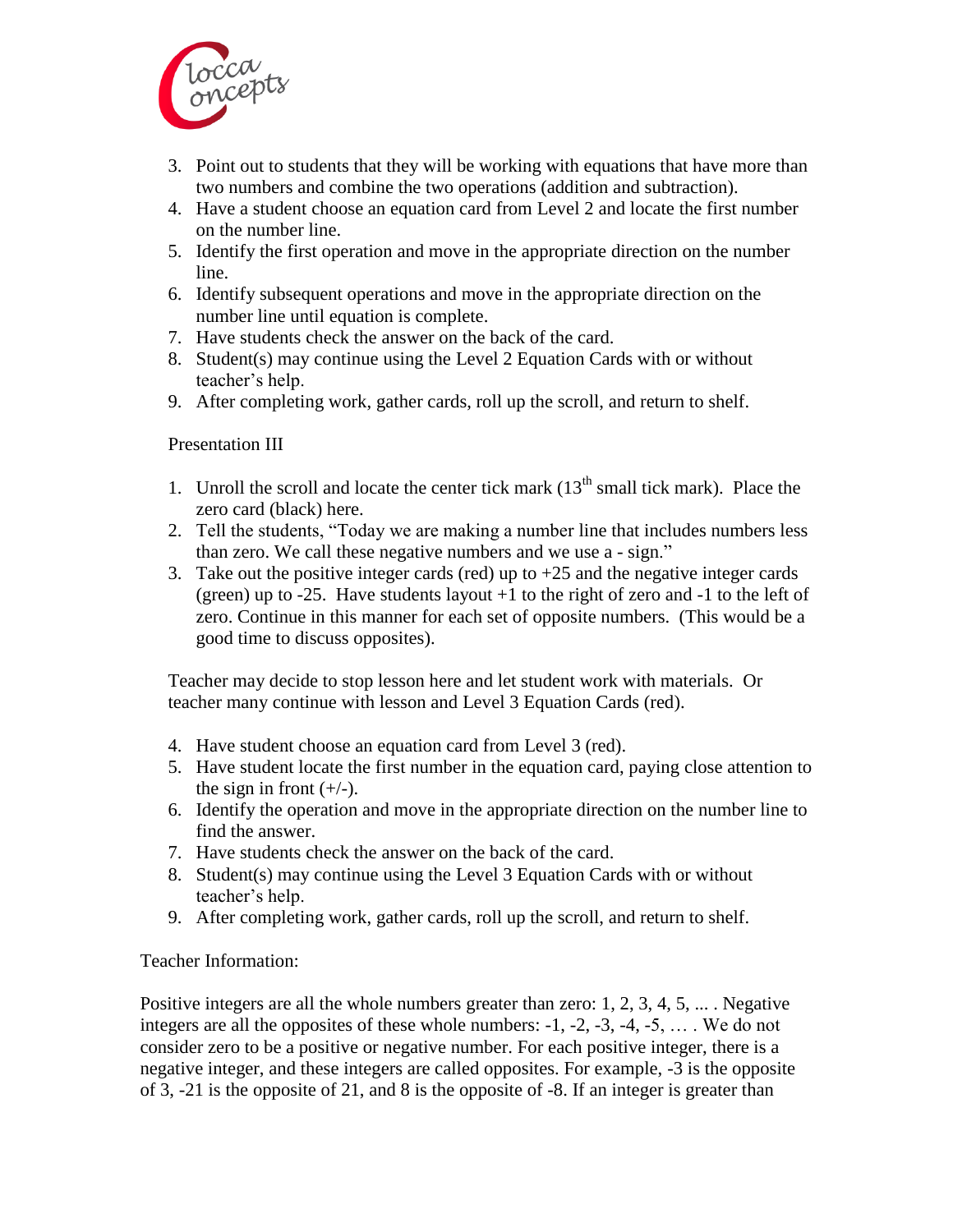3. Point out to students that they will be working with equations that have more than two numbers and combine the two operations (addition and subtraction).
4. Have a student choose an equation card from Level 2 and locate the first number on the number line.
5. Identify the first operation and move in the appropriate direction on the number line.
6. Identify subsequent operations and move in the appropriate direction on the number line until equation is complete.
7. Have students check the answer on the back of the card.
8. Student(s) may continue using the Level 2 Equation Cards with or without teacher's help.
9. After completing work, gather cards, roll up the scroll, and return to shelf.

Presentation III

1. Unroll the scroll and locate the center tick mark (13th small tick mark). Place the zero card (black) here.
2. Tell the students, "Today we are making a number line that includes numbers less than zero. We call these negative numbers and we use a - sign."
3. Take out the positive integer cards (red) up to +25 and the negative integer cards (green) up to -25. Have students layout +1 to the right of zero and -1 to the left of zero. Continue in this manner for each set of opposite numbers. (This would be a good time to discuss opposites).

Teacher may decide to stop lesson here and let student work with materials. Or teacher many continue with lesson and Level 3 Equation Cards (red).

4. Have student choose an equation card from Level 3 (red).
5. Have student locate the first number in the equation card, paying close attention to the sign in front (+/-).
6. Identify the operation and move in the appropriate direction on the number line to find the answer.
7. Have students check the answer on the back of the card.
8. Student(s) may continue using the Level 3 Equation Cards with or without teacher's help.
9. After completing work, gather cards, roll up the scroll, and return to shelf.

Teacher Information:

Positive integers are all the whole numbers greater than zero: 1, 2, 3, 4, 5, ... . Negative integers are all the opposites of these whole numbers: -1, -2, -3, -4, -5, … . We do not consider zero to be a positive or negative number. For each positive integer, there is a negative integer, and these integers are called opposites. For example, -3 is the opposite of 3, -21 is the opposite of 21, and 8 is the opposite of -8. If an integer is greater than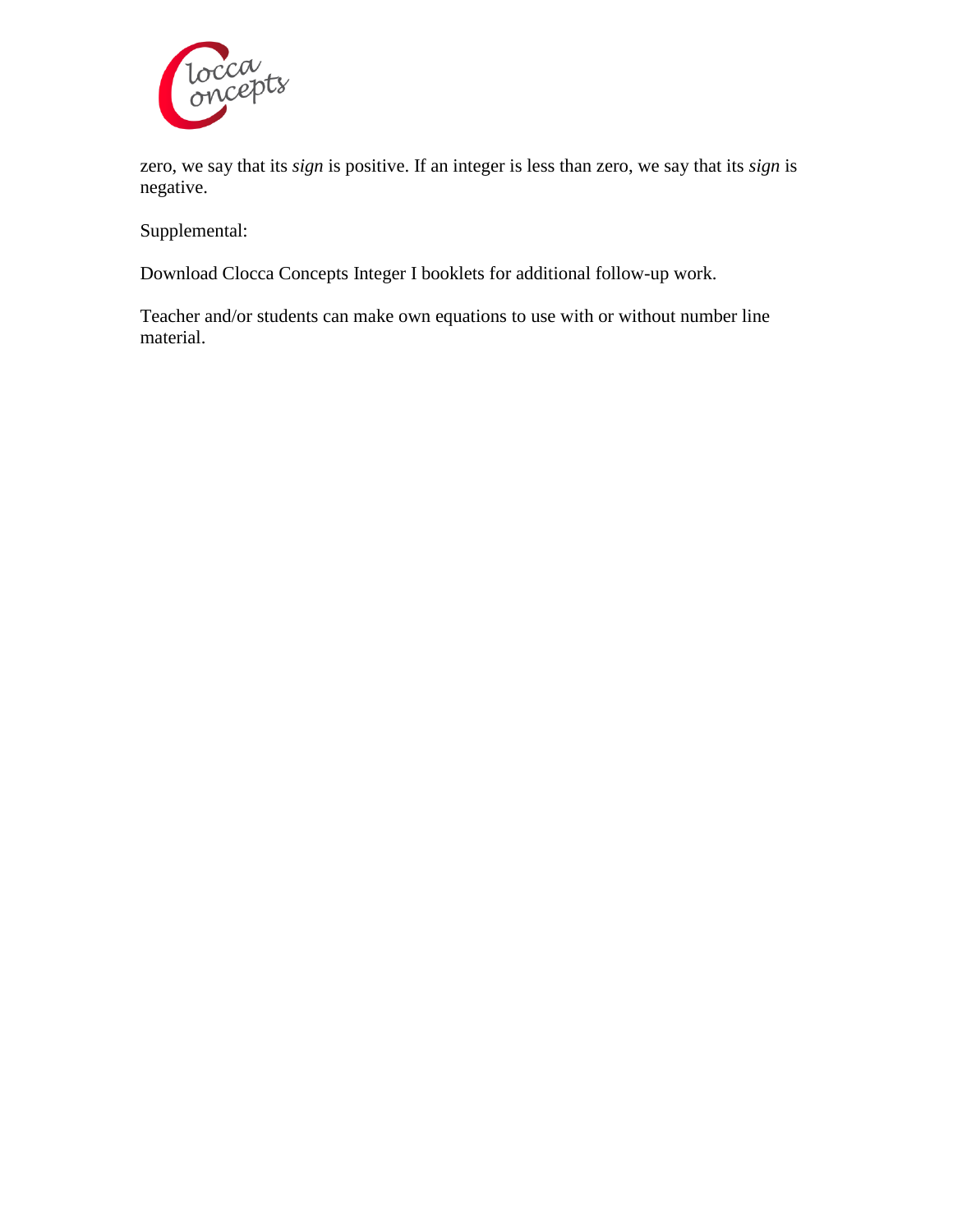zero, we say that its *sign* is positive. If an integer is less than zero, we say that its *sign* is negative.

Supplemental:

Download Clocca Concepts Integer I booklets for additional follow-up work.

Teacher and/or students can make own equations to use with or without number line material.